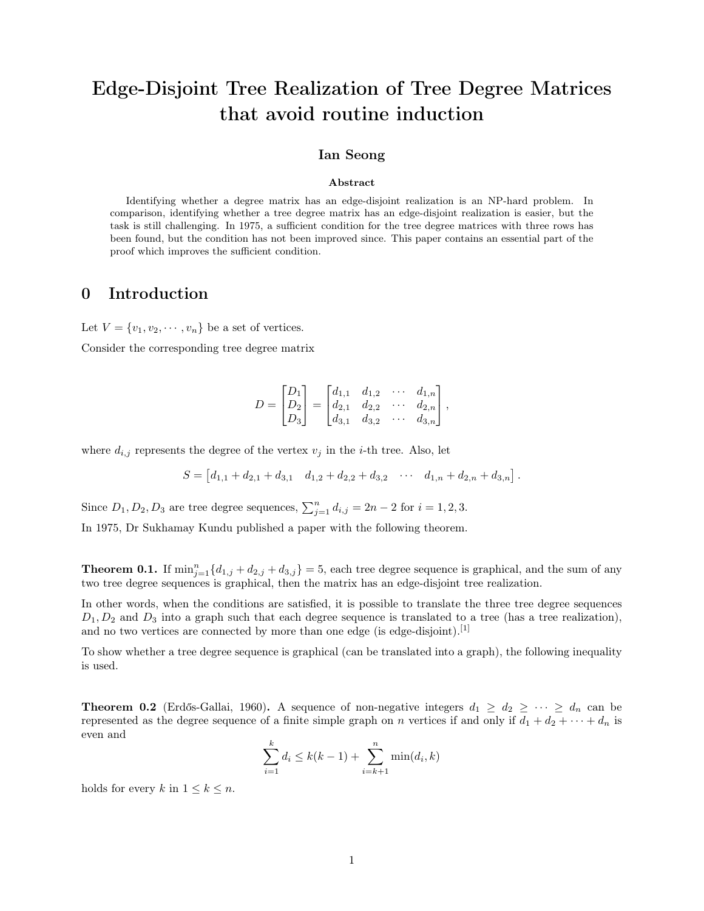# Edge-Disjoint Tree Realization of Tree Degree Matrices that avoid routine induction

**Ian Seong**

**Abstract**

Identifying whether a degree matrix has an edge-disjoint realization is an NP-hard problem. In comparison, identifying whether a tree degree matrix has an edge-disjoint realization is easier, but the task is still challenging. In 1975, a sufficient condition for the tree degree matrices with three rows has been found, but the condition has not been improved since. This paper contains an essential part of the proof which improves the sufficient condition.

## 0 Introduction

Let $V = \{v_1, v_2, \cdots, v_n\}$ be a set of vertices.

Consider the corresponding tree degree matrix

$$D = \begin{bmatrix} D_1 \\ D_2 \\ D_3 \end{bmatrix} = \begin{bmatrix} d_{1,1} & d_{1,2} & \cdots & d_{1,n} \\ d_{2,1} & d_{2,2} & \cdots & d_{2,n} \\ d_{3,1} & d_{3,2} & \cdots & d_{3,n} \end{bmatrix},$$

where $d_{i,j}$ represents the degree of the vertex $v_j$ in the $i$-th tree. Also, let

$$S = \begin{bmatrix} d_{1,1} + d_{2,1} + d_{3,1} & d_{1,2} + d_{2,2} + d_{3,2} & \cdots & d_{1,n} + d_{2,n} + d_{3,n} \end{bmatrix}.$$

Since $D_1, D_2, D_3$ are tree degree sequences, $\sum_{j=1}^{n} d_{i,j} = 2n - 2$ for $i = 1, 2, 3$.

In 1975, Dr Sukhamay Kundu published a paper with the following theorem.

**Theorem 0.1.** If $\min_{j=1}^{n}\{d_{1,j} + d_{2,j} + d_{3,j}\} = 5$, each tree degree sequence is graphical, and the sum of any two tree degree sequences is graphical, then the matrix has an edge-disjoint tree realization.

In other words, when the conditions are satisfied, it is possible to translate the three tree degree sequences $D_1, D_2$ and $D_3$ into a graph such that each degree sequence is translated to a tree (has a tree realization), and no two vertices are connected by more than one edge (is edge-disjoint).[1]

To show whether a tree degree sequence is graphical (can be translated into a graph), the following inequality is used.

**Theorem 0.2** (Erdős-Gallai, 1960)**.** A sequence of non-negative integers $d_1 \geq d_2 \geq \cdots \geq d_n$ can be represented as the degree sequence of a finite simple graph on $n$ vertices if and only if $d_1 + d_2 + \cdots + d_n$ is even and

$$\sum_{i=1}^{k} d_i \leq k(k-1) + \sum_{i=k+1}^{n} \min(d_i, k)$$

holds for every $k$ in $1 \leq k \leq n$.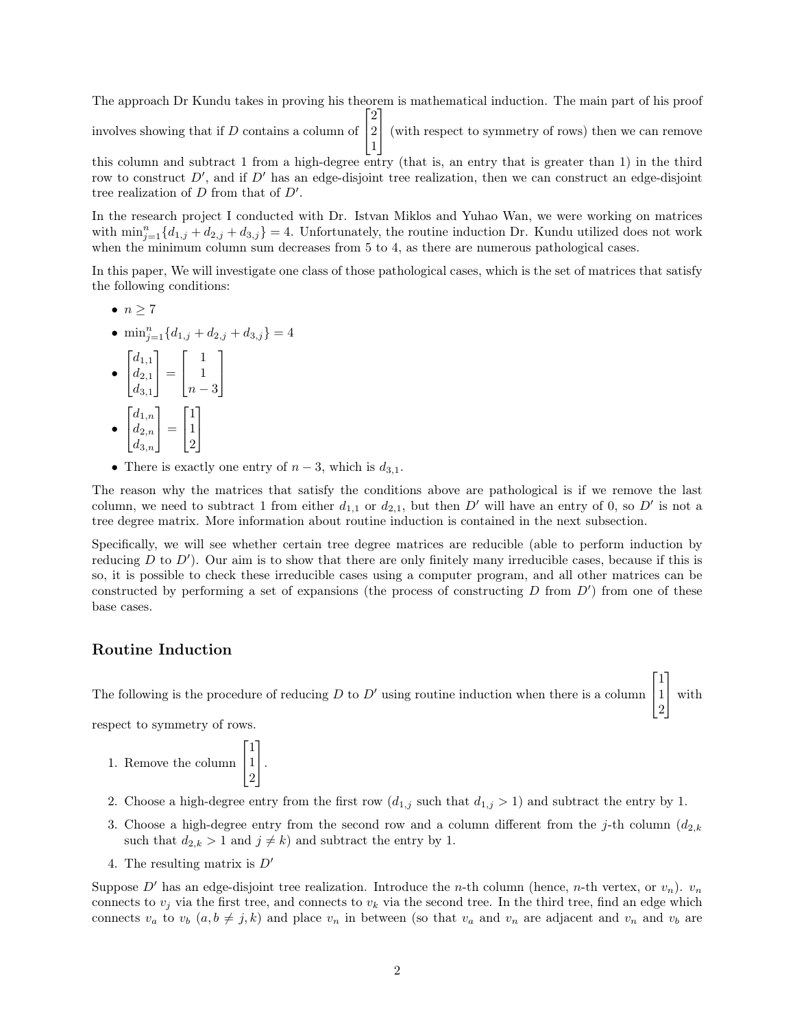The approach Dr Kundu takes in proving his theorem is mathematical induction. The main part of his proof involves showing that if $D$ contains a column of $\begin{bmatrix} 2 \\ 2 \\ 1 \end{bmatrix}$ (with respect to symmetry of rows) then we can remove this column and subtract 1 from a high-degree entry (that is, an entry that is greater than 1) in the third row to construct $D'$, and if $D'$ has an edge-disjoint tree realization, then we can construct an edge-disjoint tree realization of $D$ from that of $D'$.

In the research project I conducted with Dr. Istvan Miklos and Yuhao Wan, we were working on matrices with $\min_{j=1}^{n}\{d_{1,j} + d_{2,j} + d_{3,j}\} = 4$. Unfortunately, the routine induction Dr. Kundu utilized does not work when the minimum column sum decreases from 5 to 4, as there are numerous pathological cases.

In this paper, We will investigate one class of those pathological cases, which is the set of matrices that satisfy the following conditions:

- $n \geq 7$
- $\min_{j=1}^{n}\{d_{1,j} + d_{2,j} + d_{3,j}\} = 4$
- $\begin{bmatrix} d_{1,1} \\ d_{2,1} \\ d_{3,1} \end{bmatrix} = \begin{bmatrix} 1 \\ 1 \\ n-3 \end{bmatrix}$
- $\begin{bmatrix} d_{1,n} \\ d_{2,n} \\ d_{3,n} \end{bmatrix} = \begin{bmatrix} 1 \\ 1 \\ 2 \end{bmatrix}$
- There is exactly one entry of $n-3$, which is $d_{3,1}$.

The reason why the matrices that satisfy the conditions above are pathological is if we remove the last column, we need to subtract 1 from either $d_{1,1}$ or $d_{2,1}$, but then $D'$ will have an entry of 0, so $D'$ is not a tree degree matrix. More information about routine induction is contained in the next subsection.

Specifically, we will see whether certain tree degree matrices are reducible (able to perform induction by reducing $D$ to $D'$). Our aim is to show that there are only finitely many irreducible cases, because if this is so, it is possible to check these irreducible cases using a computer program, and all other matrices can be constructed by performing a set of expansions (the process of constructing $D$ from $D'$) from one of these base cases.

## Routine Induction

The following is the procedure of reducing $D$ to $D'$ using routine induction when there is a column $\begin{bmatrix} 1 \\ 1 \\ 2 \end{bmatrix}$ with respect to symmetry of rows.

1. Remove the column $\begin{bmatrix} 1 \\ 1 \\ 2 \end{bmatrix}$.
2. Choose a high-degree entry from the first row ($d_{1,j}$ such that $d_{1,j} > 1$) and subtract the entry by 1.
3. Choose a high-degree entry from the second row and a column different from the $j$-th column ($d_{2,k}$ such that $d_{2,k} > 1$ and $j \neq k$) and subtract the entry by 1.
4. The resulting matrix is $D'$

Suppose $D'$ has an edge-disjoint tree realization. Introduce the $n$-th column (hence, $n$-th vertex, or $v_n$). $v_n$ connects to $v_j$ via the first tree, and connects to $v_k$ via the second tree. In the third tree, find an edge which connects $v_a$ to $v_b$ ($a, b \neq j, k$) and place $v_n$ in between (so that $v_a$ and $v_n$ are adjacent and $v_n$ and $v_b$ are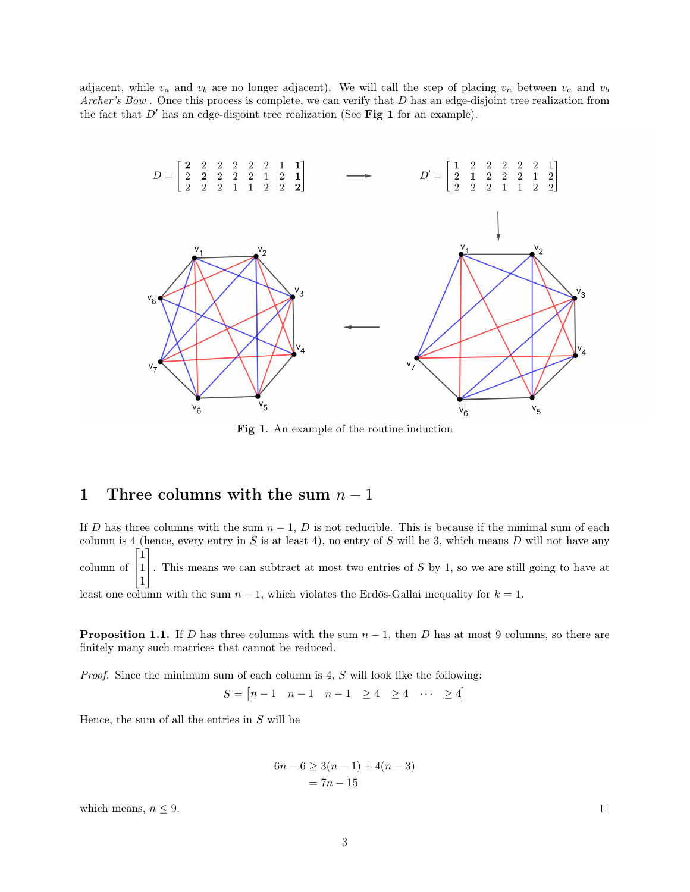adjacent, while $v_a$ and $v_b$ are no longer adjacent). We will call the step of placing $v_n$ between $v_a$ and $v_b$ *Archer's Bow* . Once this process is complete, we can verify that $D$ has an edge-disjoint tree realization from the fact that $D'$ has an edge-disjoint tree realization (See **Fig 1** for an example).

$$D = \begin{bmatrix} \mathbf{2} & 2 & 2 & 2 & 2 & 2 & 1 & \mathbf{1} \\ 2 & \mathbf{2} & 2 & 2 & 2 & 1 & 2 & \mathbf{1} \\ 2 & 2 & 2 & 1 & 1 & 2 & 2 & \mathbf{2} \end{bmatrix} \longrightarrow D' = \begin{bmatrix} \mathbf{1} & 2 & 2 & 2 & 2 & 2 & 1 \\ 2 & \mathbf{1} & 2 & 2 & 2 & 1 & 2 \\ 2 & 2 & 2 & 1 & 1 & 2 & 2 \end{bmatrix}$$

**Fig 1**. An example of the routine induction

## 1 Three columns with the sum $n-1$

If $D$ has three columns with the sum $n-1$, $D$ is not reducible. This is because if the minimal sum of each column is 4 (hence, every entry in $S$ is at least 4), no entry of $S$ will be 3, which means $D$ will not have any column of $\begin{bmatrix} 1 \\ 1 \\ 1 \end{bmatrix}$. This means we can subtract at most two entries of $S$ by 1, so we are still going to have at least one column with the sum $n-1$, which violates the Erdős-Gallai inequality for $k=1$.

**Proposition 1.1.** If $D$ has three columns with the sum $n-1$, then $D$ has at most 9 columns, so there are finitely many such matrices that cannot be reduced.

*Proof.* Since the minimum sum of each column is 4, $S$ will look like the following:

$$S = \begin{bmatrix} n-1 & n-1 & n-1 & \geq 4 & \geq 4 & \cdots & \geq 4 \end{bmatrix}$$

Hence, the sum of all the entries in $S$ will be

$$\begin{aligned} 6n-6 &\geq 3(n-1) + 4(n-3) \\ &= 7n - 15 \end{aligned}$$

which means, $n \leq 9$. $\square$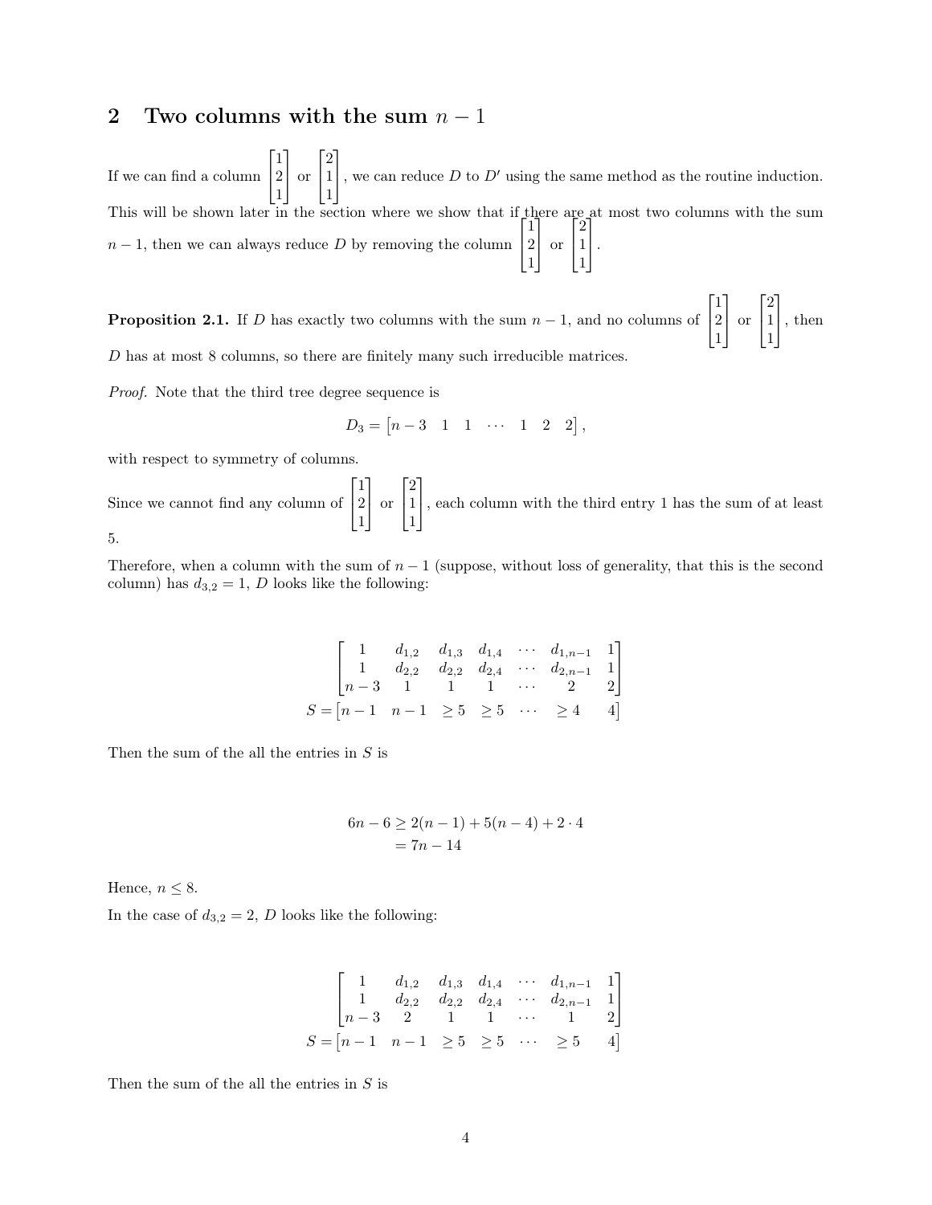## 2 Two columns with the sum $n-1$

If we can find a column $\begin{bmatrix}1\\2\\1\end{bmatrix}$ or $\begin{bmatrix}2\\1\\1\end{bmatrix}$, we can reduce $D$ to $D'$ using the same method as the routine induction. This will be shown later in the section where we show that if there are at most two columns with the sum $n-1$, then we can always reduce $D$ by removing the column $\begin{bmatrix}1\\2\\1\end{bmatrix}$ or $\begin{bmatrix}2\\1\\1\end{bmatrix}$.

**Proposition 2.1.** If $D$ has exactly two columns with the sum $n-1$, and no columns of $\begin{bmatrix}1\\2\\1\end{bmatrix}$ or $\begin{bmatrix}2\\1\\1\end{bmatrix}$, then $D$ has at most 8 columns, so there are finitely many such irreducible matrices.

*Proof.* Note that the third tree degree sequence is

$$D_3 = \begin{bmatrix} n-3 & 1 & 1 & \cdots & 1 & 2 & 2 \end{bmatrix},$$

with respect to symmetry of columns.

Since we cannot find any column of $\begin{bmatrix}1\\2\\1\end{bmatrix}$ or $\begin{bmatrix}2\\1\\1\end{bmatrix}$, each column with the third entry 1 has the sum of at least 5.

Therefore, when a column with the sum of $n-1$ (suppose, without loss of generality, that this is the second column) has $d_{3,2} = 1$, $D$ looks like the following:

$$\begin{bmatrix} 1 & d_{1,2} & d_{1,3} & d_{1,4} & \cdots & d_{1,n-1} & 1 \\ 1 & d_{2,2} & d_{2,2} & d_{2,4} & \cdots & d_{2,n-1} & 1 \\ n-3 & 1 & 1 & 1 & \cdots & 2 & 2 \end{bmatrix}$$
$$S = \begin{bmatrix} n-1 & n-1 & \geq 5 & \geq 5 & \cdots & \geq 4 & 4 \end{bmatrix}$$

Then the sum of the all the entries in $S$ is

$$\begin{aligned} 6n-6 &\geq 2(n-1) + 5(n-4) + 2 \cdot 4 \\ &= 7n - 14 \end{aligned}$$

Hence, $n \leq 8$.

In the case of $d_{3,2} = 2$, $D$ looks like the following:

$$\begin{bmatrix} 1 & d_{1,2} & d_{1,3} & d_{1,4} & \cdots & d_{1,n-1} & 1 \\ 1 & d_{2,2} & d_{2,2} & d_{2,4} & \cdots & d_{2,n-1} & 1 \\ n-3 & 2 & 1 & 1 & \cdots & 1 & 2 \end{bmatrix}$$
$$S = \begin{bmatrix} n-1 & n-1 & \geq 5 & \geq 5 & \cdots & \geq 5 & 4 \end{bmatrix}$$

Then the sum of the all the entries in $S$ is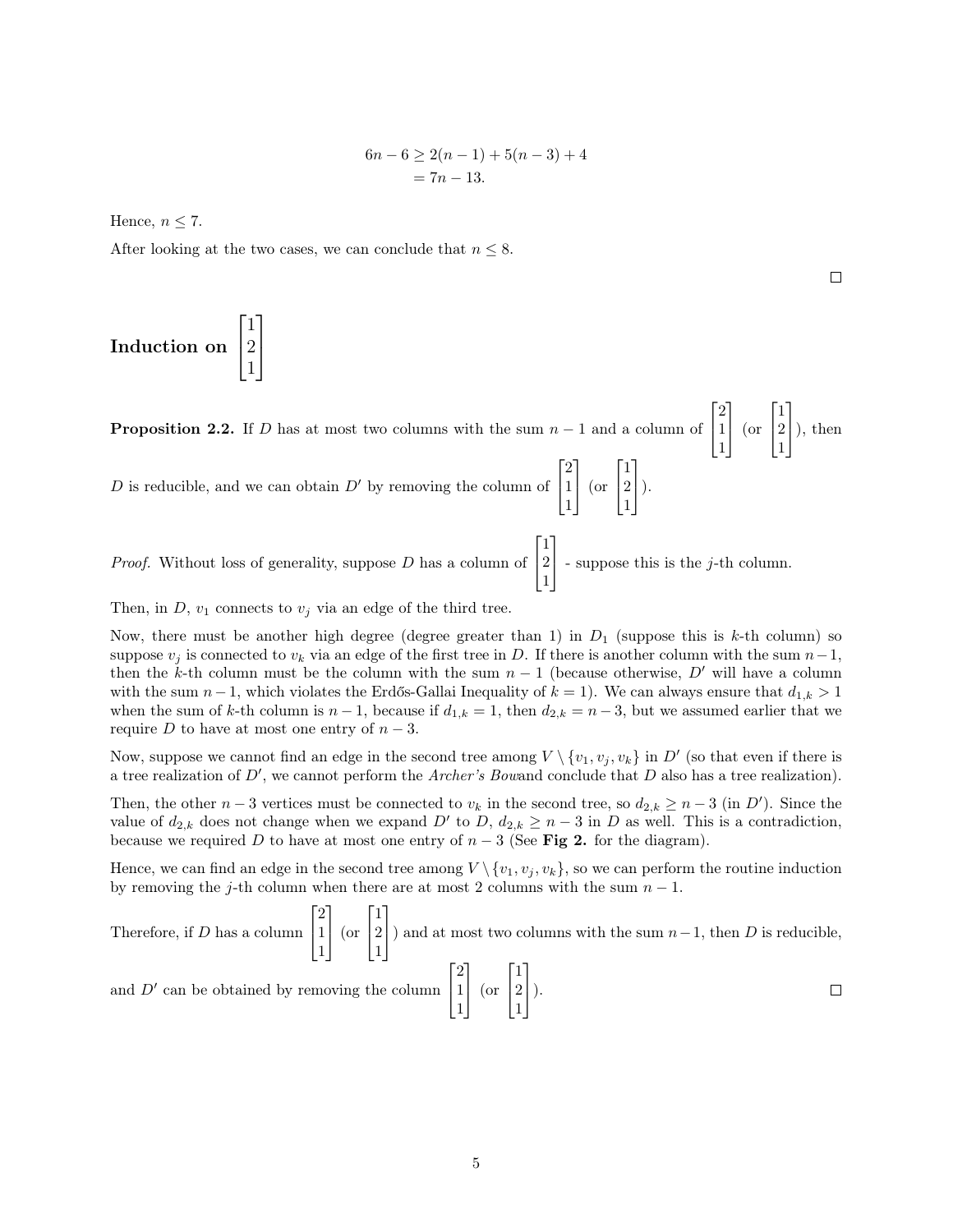$$
\begin{aligned}
6n - 6 &\geq 2(n-1) + 5(n-3) + 4 \\
&= 7n - 13.
\end{aligned}
$$

Hence, $n \leq 7$.

After looking at the two cases, we can conclude that $n \leq 8$.

□

## Induction on $\begin{bmatrix} 1 \\ 2 \\ 1 \end{bmatrix}$

**Proposition 2.2.** If $D$ has at most two columns with the sum $n-1$ and a column of $\begin{bmatrix} 2 \\ 1 \\ 1 \end{bmatrix}$ (or $\begin{bmatrix} 1 \\ 2 \\ 1 \end{bmatrix}$), then $D$ is reducible, and we can obtain $D'$ by removing the column of $\begin{bmatrix} 2 \\ 1 \\ 1 \end{bmatrix}$ (or $\begin{bmatrix} 1 \\ 2 \\ 1 \end{bmatrix}$).

*Proof.* Without loss of generality, suppose $D$ has a column of $\begin{bmatrix} 1 \\ 2 \\ 1 \end{bmatrix}$ - suppose this is the $j$-th column.

Then, in $D$, $v_1$ connects to $v_j$ via an edge of the third tree.

Now, there must be another high degree (degree greater than 1) in $D_1$ (suppose this is $k$-th column) so suppose $v_j$ is connected to $v_k$ via an edge of the first tree in $D$. If there is another column with the sum $n-1$, then the $k$-th column must be the column with the sum $n-1$ (because otherwise, $D'$ will have a column with the sum $n-1$, which violates the Erdős-Gallai Inequality of $k=1$). We can always ensure that $d_{1,k} > 1$ when the sum of $k$-th column is $n-1$, because if $d_{1,k} = 1$, then $d_{2,k} = n-3$, but we assumed earlier that we require $D$ to have at most one entry of $n-3$.

Now, suppose we cannot find an edge in the second tree among $V \setminus \{v_1, v_j, v_k\}$ in $D'$ (so that even if there is a tree realization of $D'$, we cannot perform the *Archer's Bow*and conclude that $D$ also has a tree realization).

Then, the other $n-3$ vertices must be connected to $v_k$ in the second tree, so $d_{2,k} \geq n-3$ (in $D'$). Since the value of $d_{2,k}$ does not change when we expand $D'$ to $D$, $d_{2,k} \geq n-3$ in $D$ as well. This is a contradiction, because we required $D$ to have at most one entry of $n-3$ (See **Fig 2.** for the diagram).

Hence, we can find an edge in the second tree among $V \setminus \{v_1, v_j, v_k\}$, so we can perform the routine induction by removing the $j$-th column when there are at most 2 columns with the sum $n-1$.

Therefore, if $D$ has a column $\begin{bmatrix} 2 \\ 1 \\ 1 \end{bmatrix}$ (or $\begin{bmatrix} 1 \\ 2 \\ 1 \end{bmatrix}$) and at most two columns with the sum $n-1$, then $D$ is reducible, and $D'$ can be obtained by removing the column $\begin{bmatrix} 2 \\ 1 \\ 1 \end{bmatrix}$ (or $\begin{bmatrix} 1 \\ 2 \\ 1 \end{bmatrix}$).

□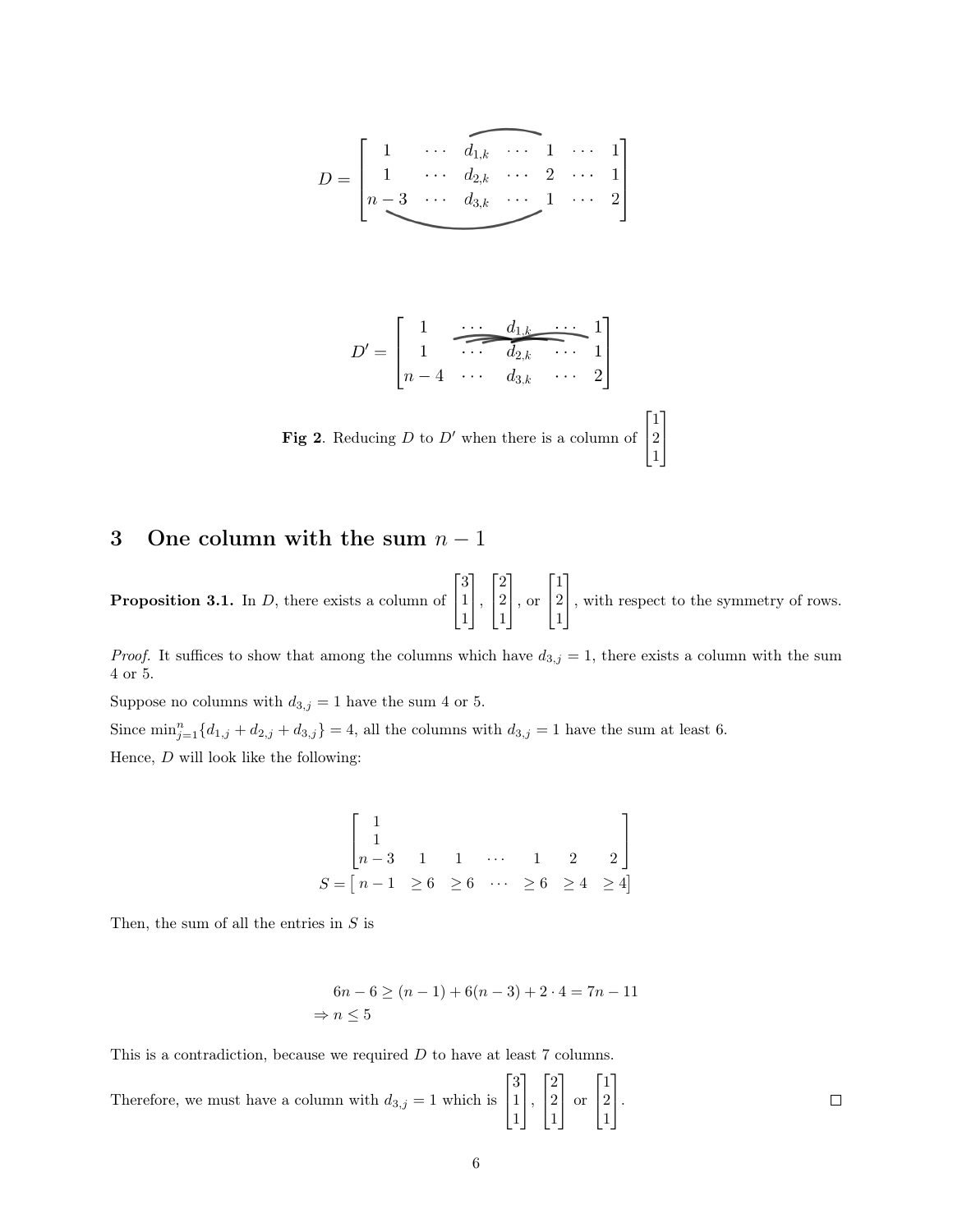$$D = \begin{bmatrix} 1 & \cdots & d_{1,k} & \cdots & 1 & \cdots & 1 \\ 1 & \cdots & d_{2,k} & \cdots & 2 & \cdots & 1 \\ n-3 & \cdots & d_{3,k} & \cdots & 1 & \cdots & 2 \end{bmatrix}$$

$$D' = \begin{bmatrix} 1 & \cdots & d_{1,k} & \cdots & 1 \\ 1 & \cdots & d_{2,k} & \cdots & 1 \\ n-4 & \cdots & d_{3,k} & \cdots & 2 \end{bmatrix}$$

**Fig 2**. Reducing $D$ to $D'$ when there is a column of $\begin{bmatrix} 1 \\ 2 \\ 1 \end{bmatrix}$

## 3 One column with the sum $n-1$

**Proposition 3.1.** In $D$, there exists a column of $\begin{bmatrix} 3 \\ 1 \\ 1 \end{bmatrix}$, $\begin{bmatrix} 2 \\ 2 \\ 1 \end{bmatrix}$, or $\begin{bmatrix} 1 \\ 2 \\ 1 \end{bmatrix}$, with respect to the symmetry of rows.

*Proof.* It suffices to show that among the columns which have $d_{3,j} = 1$, there exists a column with the sum 4 or 5.

Suppose no columns with $d_{3,j} = 1$ have the sum 4 or 5.

Since $\min_{j=1}^{n}\{d_{1,j} + d_{2,j} + d_{3,j}\} = 4$, all the columns with $d_{3,j} = 1$ have the sum at least 6.

Hence, $D$ will look like the following:

$$\begin{bmatrix} 1 & & & & & & \\ 1 & & & & & & \\ n-3 & 1 & 1 & \cdots & 1 & 2 & 2 \end{bmatrix}$$
$$S = \begin{bmatrix} n-1 & \geq 6 & \geq 6 & \cdots & \geq 6 & \geq 4 & \geq 4 \end{bmatrix}$$

Then, the sum of all the entries in $S$ is

$$\begin{aligned} & 6n - 6 \geq (n-1) + 6(n-3) + 2 \cdot 4 = 7n - 11 \\ \Rightarrow\ & n \leq 5 \end{aligned}$$

This is a contradiction, because we required $D$ to have at least 7 columns.

Therefore, we must have a column with $d_{3,j} = 1$ which is $\begin{bmatrix} 3 \\ 1 \\ 1 \end{bmatrix}$, $\begin{bmatrix} 2 \\ 2 \\ 1 \end{bmatrix}$ or $\begin{bmatrix} 1 \\ 2 \\ 1 \end{bmatrix}$. ☐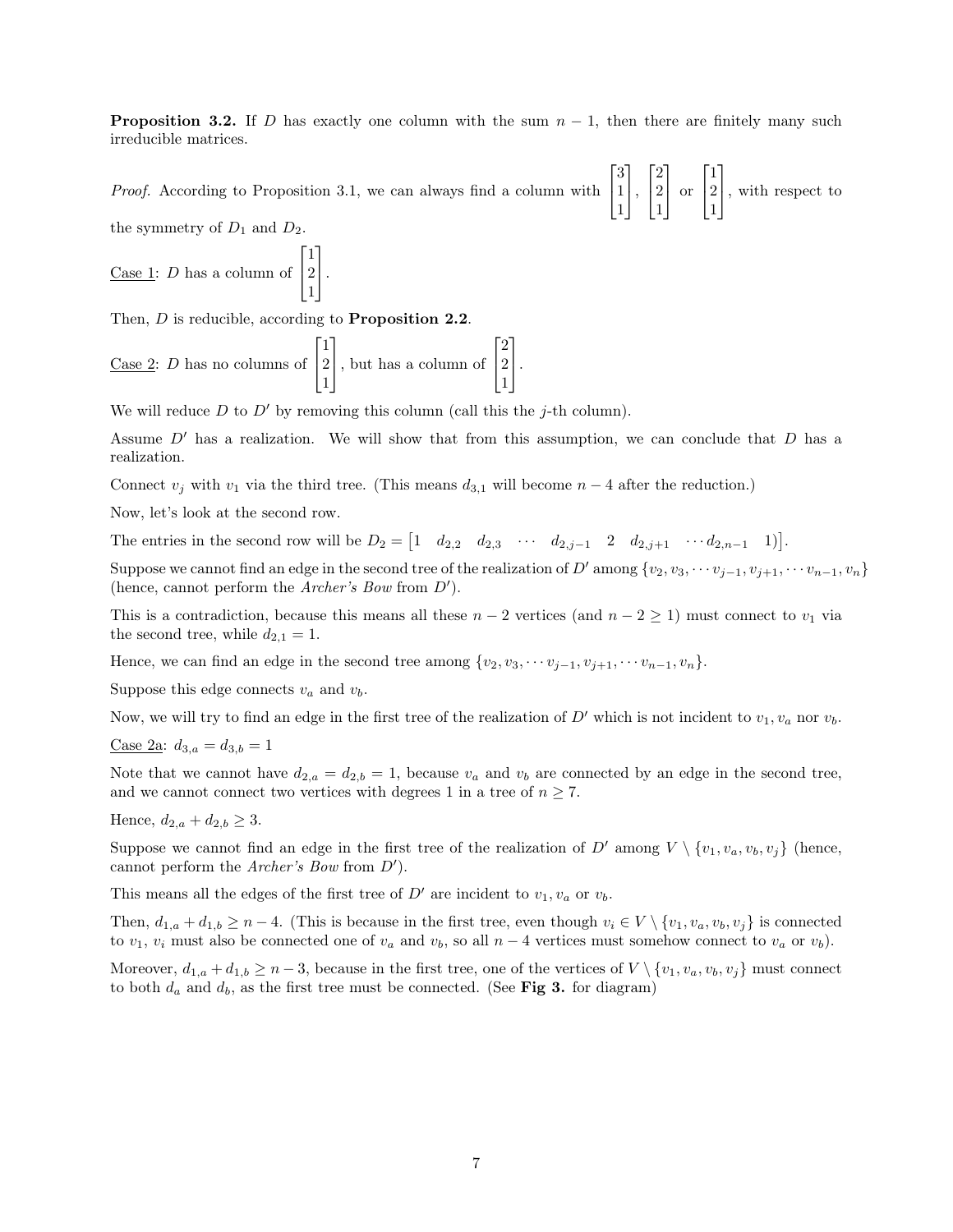**Proposition 3.2.** If $D$ has exactly one column with the sum $n-1$, then there are finitely many such irreducible matrices.

*Proof.* According to Proposition 3.1, we can always find a column with $\begin{bmatrix}3\\1\\1\end{bmatrix}$, $\begin{bmatrix}2\\2\\1\end{bmatrix}$ or $\begin{bmatrix}1\\2\\1\end{bmatrix}$, with respect to the symmetry of $D_1$ and $D_2$.

Case 1: $D$ has a column of $\begin{bmatrix}1\\2\\1\end{bmatrix}$.

Then, $D$ is reducible, according to **Proposition 2.2**.

Case 2: $D$ has no columns of $\begin{bmatrix}1\\2\\1\end{bmatrix}$, but has a column of $\begin{bmatrix}2\\2\\1\end{bmatrix}$.

We will reduce $D$ to $D'$ by removing this column (call this the $j$-th column).

Assume $D'$ has a realization. We will show that from this assumption, we can conclude that $D$ has a realization.

Connect $v_j$ with $v_1$ via the third tree. (This means $d_{3,1}$ will become $n-4$ after the reduction.)

Now, let's look at the second row.

The entries in the second row will be $D_2 = \begin{bmatrix}1 & d_{2,2} & d_{2,3} & \cdots & d_{2,j-1} & 2 & d_{2,j+1} & \cdots d_{2,n-1} & 1)\end{bmatrix}$.

Suppose we cannot find an edge in the second tree of the realization of $D'$ among $\{v_2, v_3, \cdots v_{j-1}, v_{j+1}, \cdots v_{n-1}, v_n\}$ (hence, cannot perform the *Archer's Bow* from $D'$).

This is a contradiction, because this means all these $n-2$ vertices (and $n-2 \geq 1$) must connect to $v_1$ via the second tree, while $d_{2,1} = 1$.

Hence, we can find an edge in the second tree among $\{v_2, v_3, \cdots v_{j-1}, v_{j+1}, \cdots v_{n-1}, v_n\}$.

Suppose this edge connects $v_a$ and $v_b$.

Now, we will try to find an edge in the first tree of the realization of $D'$ which is not incident to $v_1$, $v_a$ nor $v_b$.

Case 2a: $d_{3,a} = d_{3,b} = 1$

Note that we cannot have $d_{2,a} = d_{2,b} = 1$, because $v_a$ and $v_b$ are connected by an edge in the second tree, and we cannot connect two vertices with degrees 1 in a tree of $n \geq 7$.

Hence, $d_{2,a} + d_{2,b} \geq 3$.

Suppose we cannot find an edge in the first tree of the realization of $D'$ among $V \setminus \{v_1, v_a, v_b, v_j\}$ (hence, cannot perform the *Archer's Bow* from $D'$).

This means all the edges of the first tree of $D'$ are incident to $v_1, v_a$ or $v_b$.

Then, $d_{1,a} + d_{1,b} \geq n-4$. (This is because in the first tree, even though $v_i \in V \setminus \{v_1, v_a, v_b, v_j\}$ is connected to $v_1$, $v_i$ must also be connected one of $v_a$ and $v_b$, so all $n-4$ vertices must somehow connect to $v_a$ or $v_b$).

Moreover, $d_{1,a} + d_{1,b} \geq n-3$, because in the first tree, one of the vertices of $V \setminus \{v_1, v_a, v_b, v_j\}$ must connect to both $d_a$ and $d_b$, as the first tree must be connected. (See **Fig 3.** for diagram)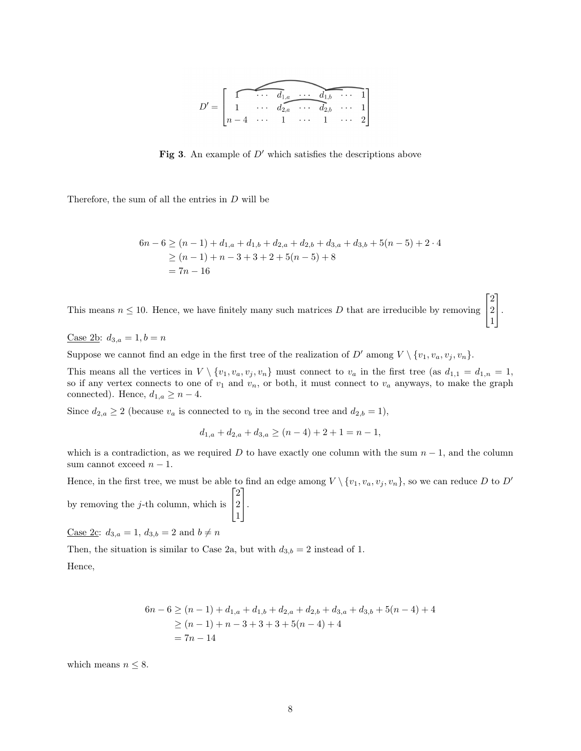$$D' = \begin{bmatrix} 1 & \cdots & d_{1,a} & \cdots & d_{1,b} & \cdots & 1 \\ 1 & \cdots & d_{2,a} & \cdots & d_{2,b} & \cdots & 1 \\ n-4 & \cdots & 1 & \cdots & 1 & \cdots & 2 \end{bmatrix}$$

**Fig 3**. An example of $D'$ which satisfies the descriptions above

Therefore, the sum of all the entries in $D$ will be

$$\begin{aligned} 6n-6 &\geq (n-1) + d_{1,a} + d_{1,b} + d_{2,a} + d_{2,b} + d_{3,a} + d_{3,b} + 5(n-5) + 2 \cdot 4 \\ &\geq (n-1) + n - 3 + 3 + 2 + 5(n-5) + 8 \\ &= 7n - 16 \end{aligned}$$

This means $n \leq 10$. Hence, we have finitely many such matrices $D$ that are irreducible by removing $\begin{bmatrix} 2 \\ 2 \\ 1 \end{bmatrix}$.

Case 2b: $d_{3,a} = 1, b = n$

Suppose we cannot find an edge in the first tree of the realization of $D'$ among $V \setminus \{v_1, v_a, v_j, v_n\}$.

This means all the vertices in $V \setminus \{v_1, v_a, v_j, v_n\}$ must connect to $v_a$ in the first tree (as $d_{1,1} = d_{1,n} = 1$, so if any vertex connects to one of $v_1$ and $v_n$, or both, it must connect to $v_a$ anyways, to make the graph connected). Hence, $d_{1,a} \geq n-4$.

Since $d_{2,a} \geq 2$ (because $v_a$ is connected to $v_b$ in the second tree and $d_{2,b} = 1$),

$$d_{1,a} + d_{2,a} + d_{3,a} \geq (n-4) + 2 + 1 = n-1,$$

which is a contradiction, as we required $D$ to have exactly one column with the sum $n-1$, and the column sum cannot exceed $n-1$.

Hence, in the first tree, we must be able to find an edge among $V \setminus \{v_1, v_a, v_j, v_n\}$, so we can reduce $D$ to $D'$ by removing the $j$-th column, which is $\begin{bmatrix} 2 \\ 2 \\ 1 \end{bmatrix}$.

Case 2c: $d_{3,a} = 1$, $d_{3,b} = 2$ and $b \neq n$

Then, the situation is similar to Case 2a, but with $d_{3,b} = 2$ instead of 1.

Hence,

$$\begin{aligned} 6n-6 &\geq (n-1) + d_{1,a} + d_{1,b} + d_{2,a} + d_{2,b} + d_{3,a} + d_{3,b} + 5(n-4) + 4 \\ &\geq (n-1) + n - 3 + 3 + 3 + 5(n-4) + 4 \\ &= 7n - 14 \end{aligned}$$

which means $n \leq 8$.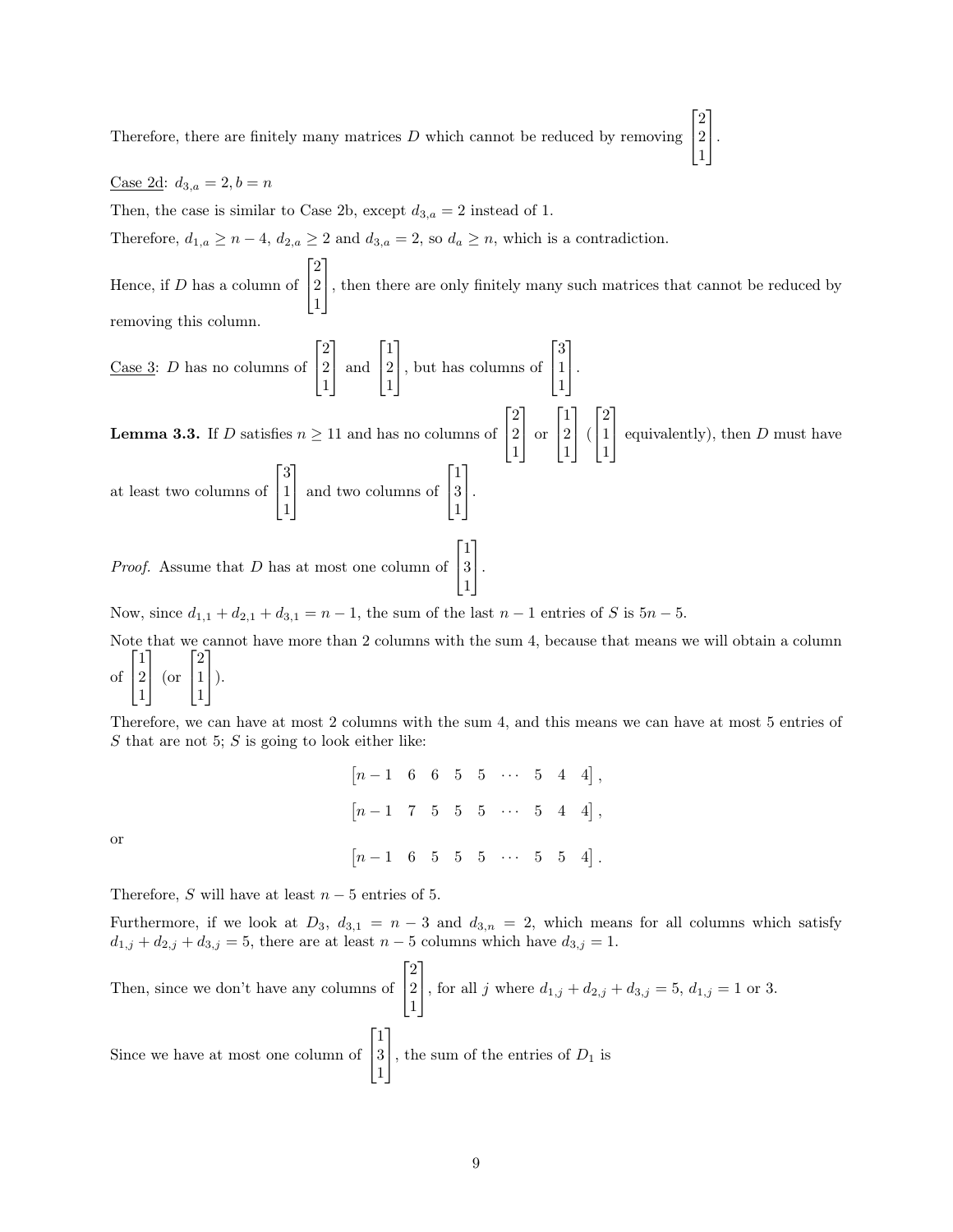Therefore, there are finitely many matrices $D$ which cannot be reduced by removing $\begin{bmatrix} 2 \\ 2 \\ 1 \end{bmatrix}$.

Case 2d: $d_{3,a} = 2, b = n$

Then, the case is similar to Case 2b, except $d_{3,a} = 2$ instead of 1.

Therefore, $d_{1,a} \geq n-4$, $d_{2,a} \geq 2$ and $d_{3,a} = 2$, so $d_a \geq n$, which is a contradiction.

Hence, if $D$ has a column of $\begin{bmatrix} 2 \\ 2 \\ 1 \end{bmatrix}$, then there are only finitely many such matrices that cannot be reduced by removing this column.

Case 3: $D$ has no columns of $\begin{bmatrix} 2 \\ 2 \\ 1 \end{bmatrix}$ and $\begin{bmatrix} 1 \\ 2 \\ 1 \end{bmatrix}$, but has columns of $\begin{bmatrix} 3 \\ 1 \\ 1 \end{bmatrix}$.

**Lemma 3.3.** If $D$ satisfies $n \geq 11$ and has no columns of $\begin{bmatrix} 2 \\ 2 \\ 1 \end{bmatrix}$ or $\begin{bmatrix} 1 \\ 2 \\ 1 \end{bmatrix}$ ($\begin{bmatrix} 2 \\ 1 \\ 1 \end{bmatrix}$ equivalently), then $D$ must have at least two columns of $\begin{bmatrix} 3 \\ 1 \\ 1 \end{bmatrix}$ and two columns of $\begin{bmatrix} 1 \\ 3 \\ 1 \end{bmatrix}$.

*Proof.* Assume that $D$ has at most one column of $\begin{bmatrix} 1 \\ 3 \\ 1 \end{bmatrix}$.

Now, since $d_{1,1} + d_{2,1} + d_{3,1} = n-1$, the sum of the last $n-1$ entries of $S$ is $5n-5$.

Note that we cannot have more than 2 columns with the sum 4, because that means we will obtain a column of $\begin{bmatrix} 1 \\ 2 \\ 1 \end{bmatrix}$ (or $\begin{bmatrix} 2 \\ 1 \\ 1 \end{bmatrix}$).

Therefore, we can have at most 2 columns with the sum 4, and this means we can have at most 5 entries of $S$ that are not 5; $S$ is going to look either like:

$$\begin{bmatrix} n-1 & 6 & 6 & 5 & 5 & \cdots & 5 & 4 & 4 \end{bmatrix},$$

$$\begin{bmatrix} n-1 & 7 & 5 & 5 & 5 & \cdots & 5 & 4 & 4 \end{bmatrix},$$

or

$$\begin{bmatrix} n-1 & 6 & 5 & 5 & 5 & \cdots & 5 & 5 & 4 \end{bmatrix}.$$

Therefore, $S$ will have at least $n-5$ entries of 5.

Furthermore, if we look at $D_3$, $d_{3,1} = n-3$ and $d_{3,n} = 2$, which means for all columns which satisfy $d_{1,j} + d_{2,j} + d_{3,j} = 5$, there are at least $n-5$ columns which have $d_{3,j} = 1$.

Then, since we don't have any columns of $\begin{bmatrix} 2 \\ 2 \\ 1 \end{bmatrix}$, for all $j$ where $d_{1,j} + d_{2,j} + d_{3,j} = 5$, $d_{1,j} = 1$ or 3.

Since we have at most one column of $\begin{bmatrix} 1 \\ 3 \\ 1 \end{bmatrix}$, the sum of the entries of $D_1$ is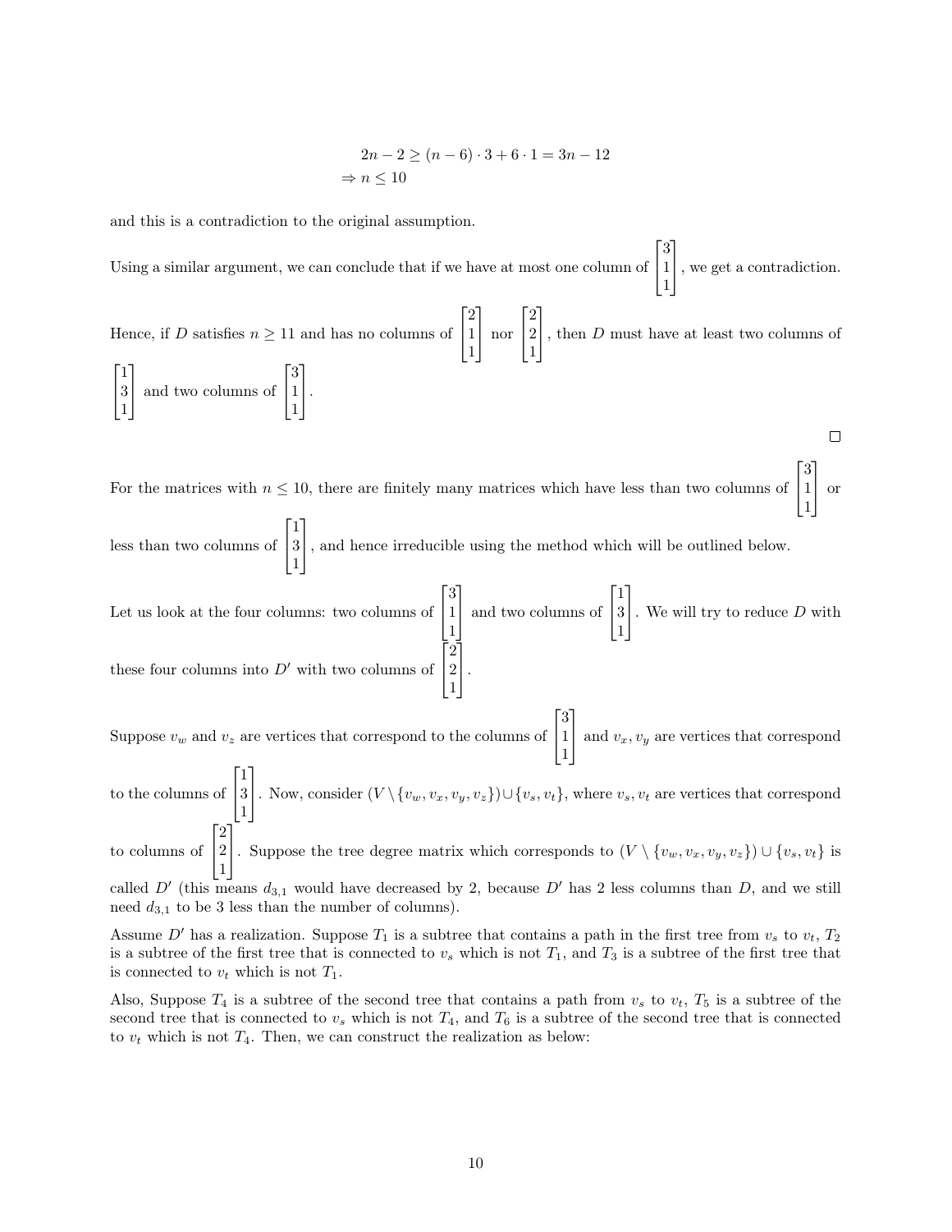$$\begin{aligned}
2n - 2 &\geq (n-6) \cdot 3 + 6 \cdot 1 = 3n - 12 \\
\Rightarrow n &\leq 10
\end{aligned}$$

and this is a contradiction to the original assumption.

Using a similar argument, we can conclude that if we have at most one column of $\begin{bmatrix} 3 \\ 1 \\ 1 \end{bmatrix}$, we get a contradiction.

Hence, if $D$ satisfies $n \geq 11$ and has no columns of $\begin{bmatrix} 2 \\ 1 \\ 1 \end{bmatrix}$ nor $\begin{bmatrix} 2 \\ 2 \\ 1 \end{bmatrix}$, then $D$ must have at least two columns of $\begin{bmatrix} 1 \\ 3 \\ 1 \end{bmatrix}$ and two columns of $\begin{bmatrix} 3 \\ 1 \\ 1 \end{bmatrix}$.

□

For the matrices with $n \leq 10$, there are finitely many matrices which have less than two columns of $\begin{bmatrix} 3 \\ 1 \\ 1 \end{bmatrix}$ or less than two columns of $\begin{bmatrix} 1 \\ 3 \\ 1 \end{bmatrix}$, and hence irreducible using the method which will be outlined below.

Let us look at the four columns: two columns of $\begin{bmatrix} 3 \\ 1 \\ 1 \end{bmatrix}$ and two columns of $\begin{bmatrix} 1 \\ 3 \\ 1 \end{bmatrix}$. We will try to reduce $D$ with these four columns into $D'$ with two columns of $\begin{bmatrix} 2 \\ 2 \\ 1 \end{bmatrix}$.

Suppose $v_w$ and $v_z$ are vertices that correspond to the columns of $\begin{bmatrix} 3 \\ 1 \\ 1 \end{bmatrix}$ and $v_x, v_y$ are vertices that correspond to the columns of $\begin{bmatrix} 1 \\ 3 \\ 1 \end{bmatrix}$. Now, consider $(V \setminus \{v_w, v_x, v_y, v_z\}) \cup \{v_s, v_t\}$, where $v_s, v_t$ are vertices that correspond to columns of $\begin{bmatrix} 2 \\ 2 \\ 1 \end{bmatrix}$. Suppose the tree degree matrix which corresponds to $(V \setminus \{v_w, v_x, v_y, v_z\}) \cup \{v_s, v_t\}$ is called $D'$ (this means $d_{3,1}$ would have decreased by 2, because $D'$ has 2 less columns than $D$, and we still need $d_{3,1}$ to be 3 less than the number of columns).

Assume $D'$ has a realization. Suppose $T_1$ is a subtree that contains a path in the first tree from $v_s$ to $v_t$, $T_2$ is a subtree of the first tree that is connected to $v_s$ which is not $T_1$, and $T_3$ is a subtree of the first tree that is connected to $v_t$ which is not $T_1$.

Also, Suppose $T_4$ is a subtree of the second tree that contains a path from $v_s$ to $v_t$, $T_5$ is a subtree of the second tree that is connected to $v_s$ which is not $T_4$, and $T_6$ is a subtree of the second tree that is connected to $v_t$ which is not $T_4$. Then, we can construct the realization as below: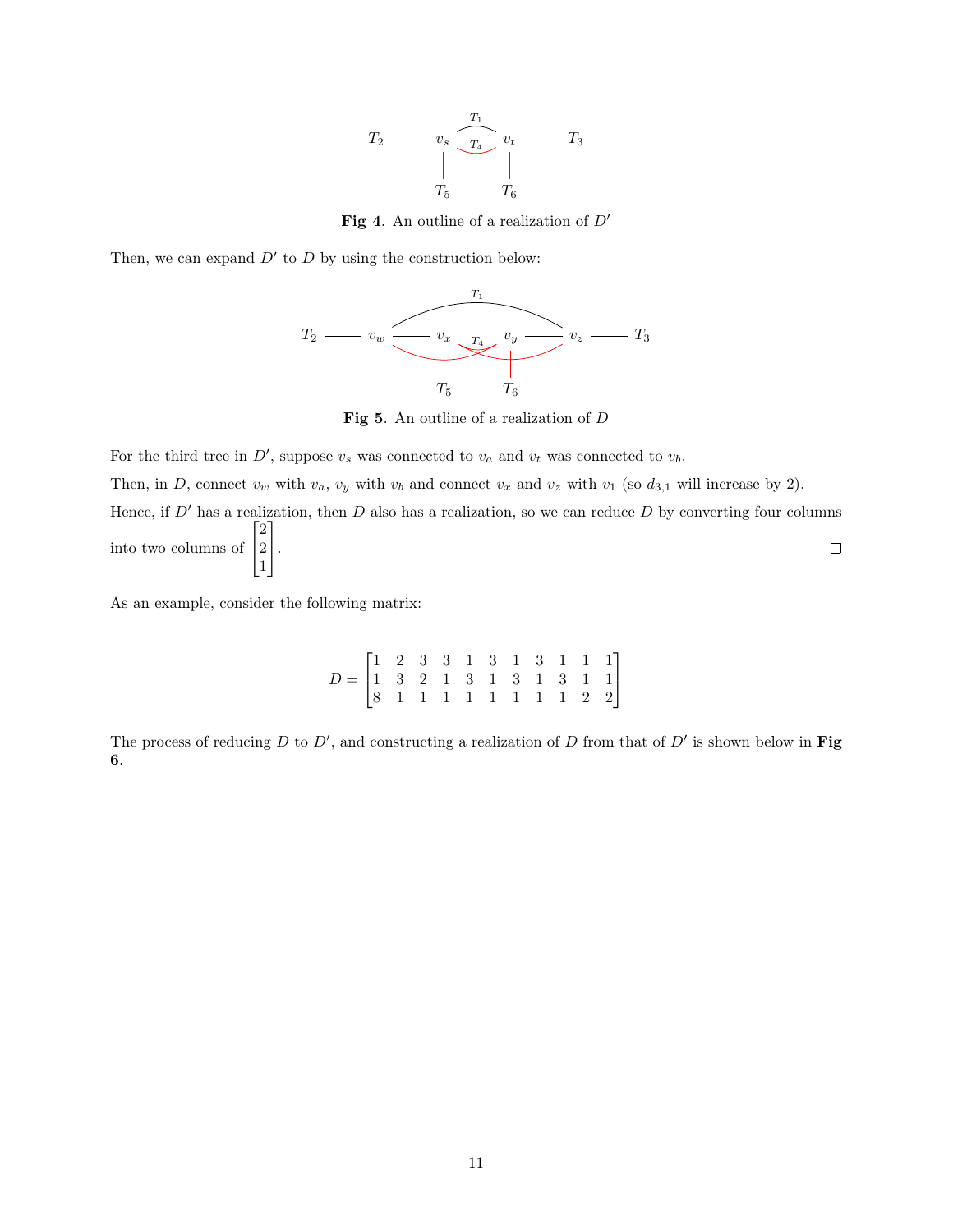Fig 4. An outline of a realization of $D'$

Then, we can expand $D'$ to $D$ by using the construction below:

Fig 5. An outline of a realization of $D$

For the third tree in $D'$, suppose $v_s$ was connected to $v_a$ and $v_t$ was connected to $v_b$.

Then, in $D$, connect $v_w$ with $v_a$, $v_y$ with $v_b$ and connect $v_x$ and $v_z$ with $v_1$ (so $d_{3,1}$ will increase by 2).

Hence, if $D'$ has a realization, then $D$ also has a realization, so we can reduce $D$ by converting four columns into two columns of $\begin{bmatrix} 2 \\ 2 \\ 1 \end{bmatrix}$. □

As an example, consider the following matrix:

$$D = \begin{bmatrix} 1 & 2 & 3 & 3 & 1 & 3 & 1 & 3 & 1 & 1 & 1 \\ 1 & 3 & 2 & 1 & 3 & 1 & 3 & 1 & 3 & 1 & 1 \\ 8 & 1 & 1 & 1 & 1 & 1 & 1 & 1 & 1 & 2 & 2 \end{bmatrix}$$

The process of reducing $D$ to $D'$, and constructing a realization of $D$ from that of $D'$ is shown below in **Fig 6**.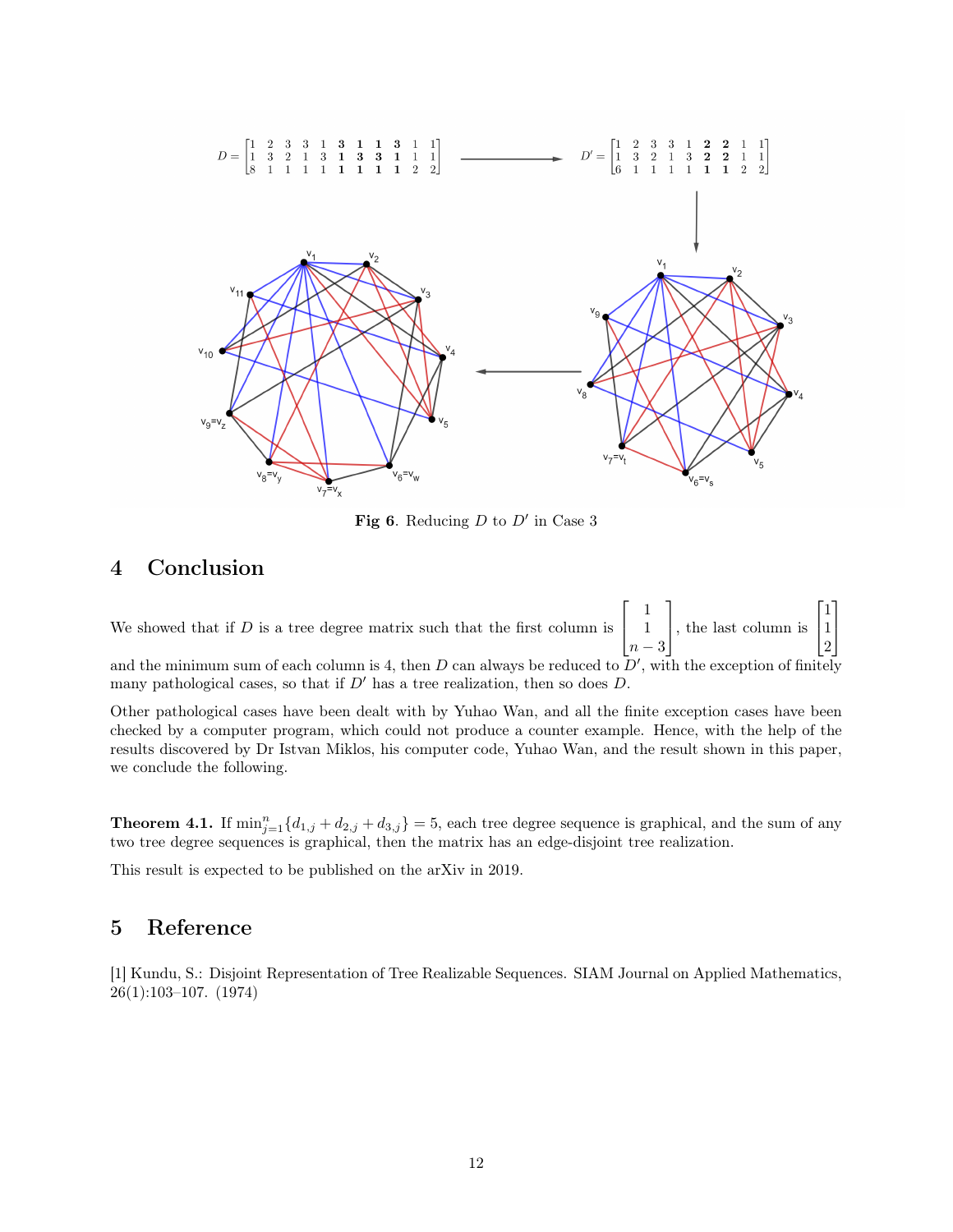$$D = \begin{bmatrix} 1 & 2 & 3 & 3 & 1 & \mathbf{3} & \mathbf{1} & \mathbf{1} & \mathbf{3} & 1 & 1 \\ 1 & 3 & 2 & 1 & 3 & \mathbf{1} & \mathbf{3} & \mathbf{3} & \mathbf{1} & 1 & 1 \\ 8 & 1 & 1 & 1 & 1 & \mathbf{1} & \mathbf{1} & \mathbf{1} & \mathbf{1} & 2 & 2 \end{bmatrix} \longrightarrow D' = \begin{bmatrix} 1 & 2 & 3 & 3 & 1 & \mathbf{2} & \mathbf{2} & 1 & 1 \\ 1 & 3 & 2 & 1 & 3 & \mathbf{2} & \mathbf{2} & 1 & 1 \\ 6 & 1 & 1 & 1 & 1 & \mathbf{1} & \mathbf{1} & 2 & 2 \end{bmatrix}$$

**Fig 6**. Reducing $D$ to $D'$ in Case 3

## 4 Conclusion

We showed that if $D$ is a tree degree matrix such that the first column is $\begin{bmatrix} 1 \\ 1 \\ n-3 \end{bmatrix}$, the last column is $\begin{bmatrix} 1 \\ 1 \\ 2 \end{bmatrix}$ and the minimum sum of each column is 4, then $D$ can always be reduced to $D'$, with the exception of finitely many pathological cases, so that if $D'$ has a tree realization, then so does $D$.

Other pathological cases have been dealt with by Yuhao Wan, and all the finite exception cases have been checked by a computer program, which could not produce a counter example. Hence, with the help of the results discovered by Dr Istvan Miklos, his computer code, Yuhao Wan, and the result shown in this paper, we conclude the following.

**Theorem 4.1.** If $\min_{j=1}^{n}\{d_{1,j} + d_{2,j} + d_{3,j}\} = 5$, each tree degree sequence is graphical, and the sum of any two tree degree sequences is graphical, then the matrix has an edge-disjoint tree realization.

This result is expected to be published on the arXiv in 2019.

## 5 Reference

[1] Kundu, S.: Disjoint Representation of Tree Realizable Sequences. SIAM Journal on Applied Mathematics, 26(1):103–107. (1974)